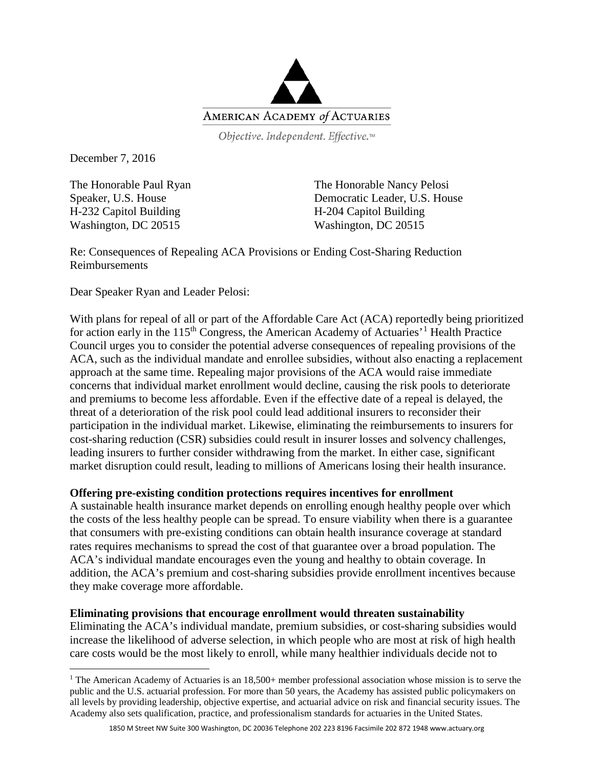AMERICAN ACADEMY *of* ACTUARIES

*Objective. Independent. Effective.™*

December 7, 2016

The Honorable Paul Ryan
Speaker, U.S. House
H-232 Capitol Building
Washington, DC 20515

The Honorable Nancy Pelosi
Democratic Leader, U.S. House
H-204 Capitol Building
Washington, DC 20515

Re: Consequences of Repealing ACA Provisions or Ending Cost-Sharing Reduction Reimbursements

Dear Speaker Ryan and Leader Pelosi:

With plans for repeal of all or part of the Affordable Care Act (ACA) reportedly being prioritized for action early in the 115th Congress, the American Academy of Actuaries'[1] Health Practice Council urges you to consider the potential adverse consequences of repealing provisions of the ACA, such as the individual mandate and enrollee subsidies, without also enacting a replacement approach at the same time. Repealing major provisions of the ACA would raise immediate concerns that individual market enrollment would decline, causing the risk pools to deteriorate and premiums to become less affordable. Even if the effective date of a repeal is delayed, the threat of a deterioration of the risk pool could lead additional insurers to reconsider their participation in the individual market. Likewise, eliminating the reimbursements to insurers for cost-sharing reduction (CSR) subsidies could result in insurer losses and solvency challenges, leading insurers to further consider withdrawing from the market. In either case, significant market disruption could result, leading to millions of Americans losing their health insurance.

**Offering pre-existing condition protections requires incentives for enrollment**

A sustainable health insurance market depends on enrolling enough healthy people over which the costs of the less healthy people can be spread. To ensure viability when there is a guarantee that consumers with pre-existing conditions can obtain health insurance coverage at standard rates requires mechanisms to spread the cost of that guarantee over a broad population. The ACA's individual mandate encourages even the young and healthy to obtain coverage. In addition, the ACA's premium and cost-sharing subsidies provide enrollment incentives because they make coverage more affordable.

**Eliminating provisions that encourage enrollment would threaten sustainability**

Eliminating the ACA's individual mandate, premium subsidies, or cost-sharing subsidies would increase the likelihood of adverse selection, in which people who are most at risk of high health care costs would be the most likely to enroll, while many healthier individuals decide not to

[1] The American Academy of Actuaries is an 18,500+ member professional association whose mission is to serve the public and the U.S. actuarial profession. For more than 50 years, the Academy has assisted public policymakers on all levels by providing leadership, objective expertise, and actuarial advice on risk and financial security issues. The Academy also sets qualification, practice, and professionalism standards for actuaries in the United States.

1850 M Street NW Suite 300 Washington, DC 20036 Telephone 202 223 8196 Facsimile 202 872 1948 www.actuary.org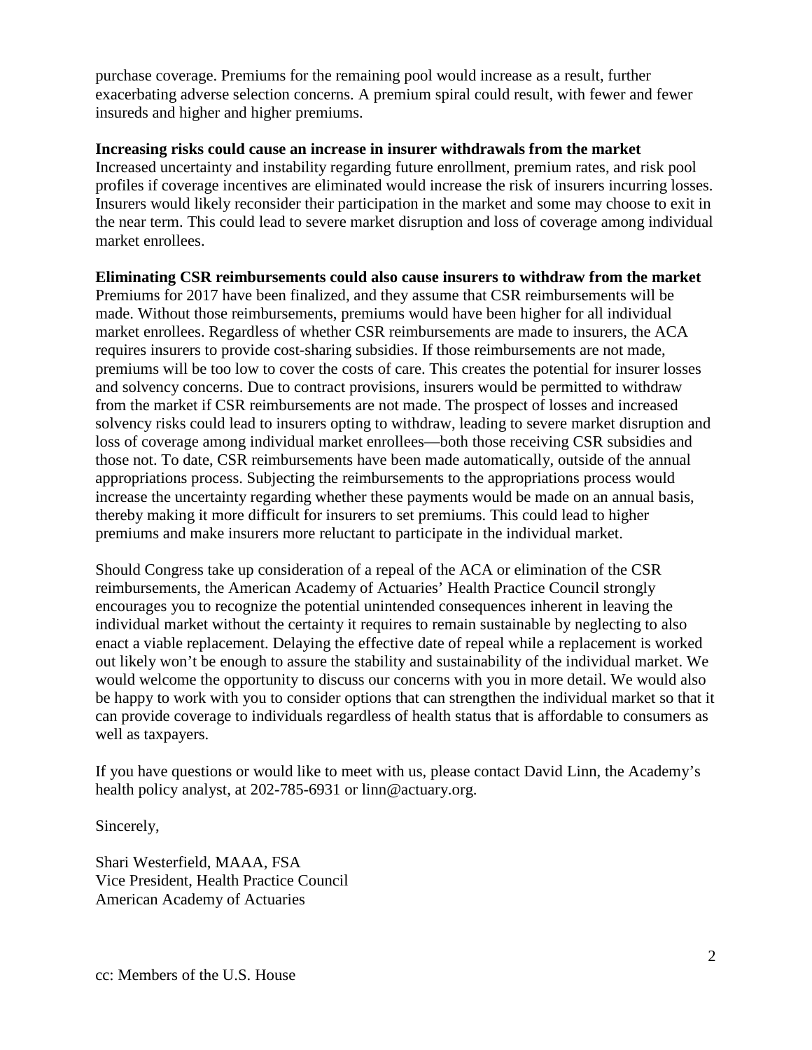purchase coverage. Premiums for the remaining pool would increase as a result, further exacerbating adverse selection concerns. A premium spiral could result, with fewer and fewer insureds and higher and higher premiums.

**Increasing risks could cause an increase in insurer withdrawals from the market**
Increased uncertainty and instability regarding future enrollment, premium rates, and risk pool profiles if coverage incentives are eliminated would increase the risk of insurers incurring losses. Insurers would likely reconsider their participation in the market and some may choose to exit in the near term. This could lead to severe market disruption and loss of coverage among individual market enrollees.

**Eliminating CSR reimbursements could also cause insurers to withdraw from the market**
Premiums for 2017 have been finalized, and they assume that CSR reimbursements will be made. Without those reimbursements, premiums would have been higher for all individual market enrollees. Regardless of whether CSR reimbursements are made to insurers, the ACA requires insurers to provide cost-sharing subsidies. If those reimbursements are not made, premiums will be too low to cover the costs of care. This creates the potential for insurer losses and solvency concerns. Due to contract provisions, insurers would be permitted to withdraw from the market if CSR reimbursements are not made. The prospect of losses and increased solvency risks could lead to insurers opting to withdraw, leading to severe market disruption and loss of coverage among individual market enrollees—both those receiving CSR subsidies and those not. To date, CSR reimbursements have been made automatically, outside of the annual appropriations process. Subjecting the reimbursements to the appropriations process would increase the uncertainty regarding whether these payments would be made on an annual basis, thereby making it more difficult for insurers to set premiums. This could lead to higher premiums and make insurers more reluctant to participate in the individual market.

Should Congress take up consideration of a repeal of the ACA or elimination of the CSR reimbursements, the American Academy of Actuaries' Health Practice Council strongly encourages you to recognize the potential unintended consequences inherent in leaving the individual market without the certainty it requires to remain sustainable by neglecting to also enact a viable replacement. Delaying the effective date of repeal while a replacement is worked out likely won't be enough to assure the stability and sustainability of the individual market. We would welcome the opportunity to discuss our concerns with you in more detail. We would also be happy to work with you to consider options that can strengthen the individual market so that it can provide coverage to individuals regardless of health status that is affordable to consumers as well as taxpayers.

If you have questions or would like to meet with us, please contact David Linn, the Academy's health policy analyst, at 202-785-6931 or linn@actuary.org.

Sincerely,

Shari Westerfield, MAAA, FSA
Vice President, Health Practice Council
American Academy of Actuaries

cc: Members of the U.S. House